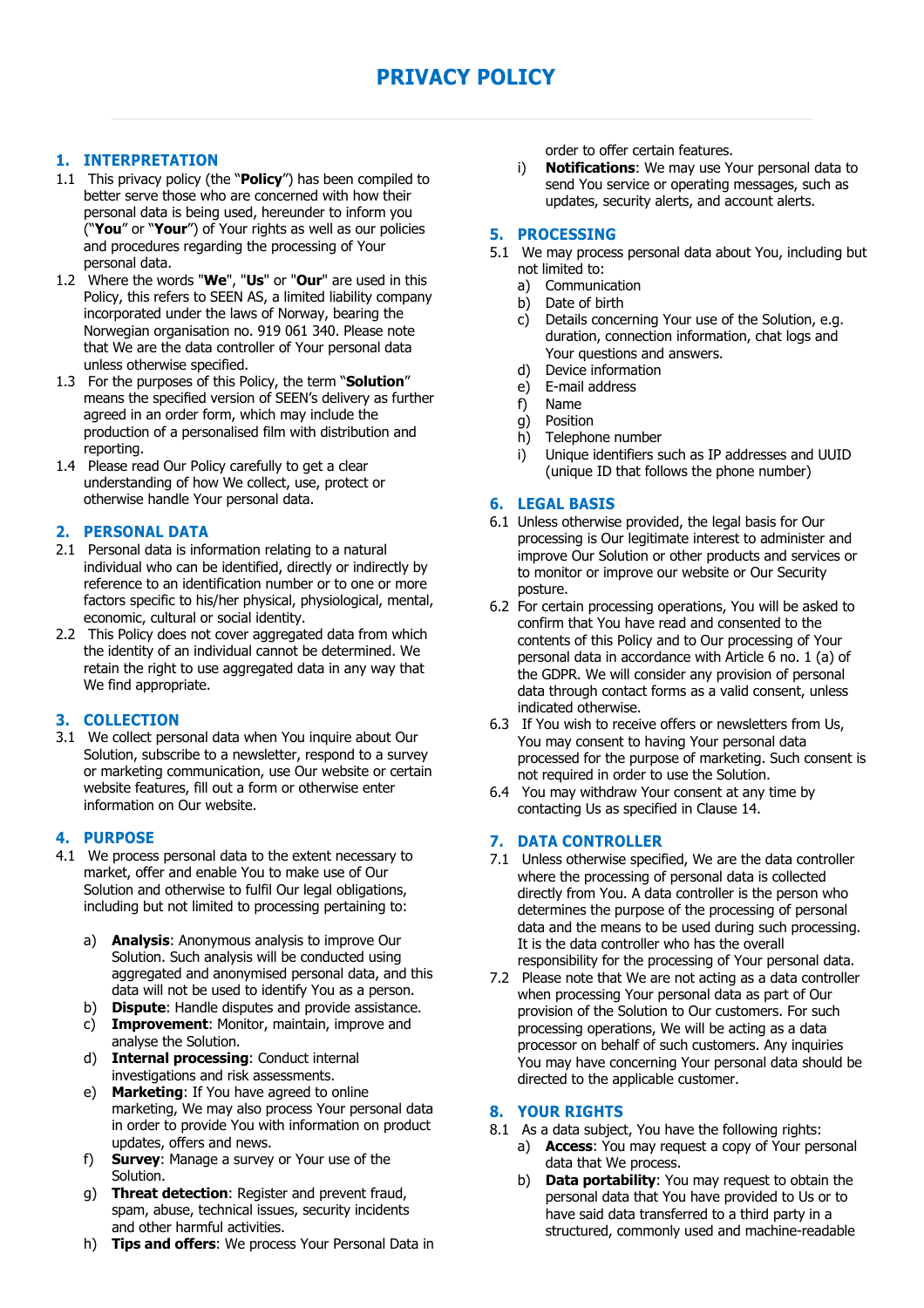# PRIVACY POLICY

## 1. INTERPRETATION

1.1 This privacy policy (the "**Policy**") has been compiled to better serve those who are concerned with how their personal data is being used, hereunder to inform you ("**You**" or "**Your**") of Your rights as well as our policies and procedures regarding the processing of Your personal data.

1.2 Where the words "**We**", "**Us**" or "**Our**" are used in this Policy, this refers to SEEN AS, a limited liability company incorporated under the laws of Norway, bearing the Norwegian organisation no. 919 061 340. Please note that We are the data controller of Your personal data unless otherwise specified.

1.3 For the purposes of this Policy, the term "**Solution**" means the specified version of SEEN's delivery as further agreed in an order form, which may include the production of a personalised film with distribution and reporting.

1.4 Please read Our Policy carefully to get a clear understanding of how We collect, use, protect or otherwise handle Your personal data.

## 2. PERSONAL DATA

2.1 Personal data is information relating to a natural individual who can be identified, directly or indirectly by reference to an identification number or to one or more factors specific to his/her physical, physiological, mental, economic, cultural or social identity.

2.2 This Policy does not cover aggregated data from which the identity of an individual cannot be determined. We retain the right to use aggregated data in any way that We find appropriate.

## 3. COLLECTION

3.1 We collect personal data when You inquire about Our Solution, subscribe to a newsletter, respond to a survey or marketing communication, use Our website or certain website features, fill out a form or otherwise enter information on Our website.

## 4. PURPOSE

4.1 We process personal data to the extent necessary to market, offer and enable You to make use of Our Solution and otherwise to fulfil Our legal obligations, including but not limited to processing pertaining to:

a) **Analysis**: Anonymous analysis to improve Our Solution. Such analysis will be conducted using aggregated and anonymised personal data, and this data will not be used to identify You as a person.
b) **Dispute**: Handle disputes and provide assistance.
c) **Improvement**: Monitor, maintain, improve and analyse the Solution.
d) **Internal processing**: Conduct internal investigations and risk assessments.
e) **Marketing**: If You have agreed to online marketing, We may also process Your personal data in order to provide You with information on product updates, offers and news.
f) **Survey**: Manage a survey or Your use of the Solution.
g) **Threat detection**: Register and prevent fraud, spam, abuse, technical issues, security incidents and other harmful activities.
h) **Tips and offers**: We process Your Personal Data in order to offer certain features.
i) **Notifications**: We may use Your personal data to send You service or operating messages, such as updates, security alerts, and account alerts.

## 5. PROCESSING

5.1 We may process personal data about You, including but not limited to:

a) Communication
b) Date of birth
c) Details concerning Your use of the Solution, e.g. duration, connection information, chat logs and Your questions and answers.
d) Device information
e) E-mail address
f) Name
g) Position
h) Telephone number
i) Unique identifiers such as IP addresses and UUID (unique ID that follows the phone number)

## 6. LEGAL BASIS

6.1 Unless otherwise provided, the legal basis for Our processing is Our legitimate interest to administer and improve Our Solution or other products and services or to monitor or improve our website or Our Security posture.

6.2 For certain processing operations, You will be asked to confirm that You have read and consented to the contents of this Policy and to Our processing of Your personal data in accordance with Article 6 no. 1 (a) of the GDPR. We will consider any provision of personal data through contact forms as a valid consent, unless indicated otherwise.

6.3 If You wish to receive offers or newsletters from Us, You may consent to having Your personal data processed for the purpose of marketing. Such consent is not required in order to use the Solution.

6.4 You may withdraw Your consent at any time by contacting Us as specified in Clause 14.

## 7. DATA CONTROLLER

7.1 Unless otherwise specified, We are the data controller where the processing of personal data is collected directly from You. A data controller is the person who determines the purpose of the processing of personal data and the means to be used during such processing. It is the data controller who has the overall responsibility for the processing of Your personal data.

7.2 Please note that We are not acting as a data controller when processing Your personal data as part of Our provision of the Solution to Our customers. For such processing operations, We will be acting as a data processor on behalf of such customers. Any inquiries You may have concerning Your personal data should be directed to the applicable customer.

## 8. YOUR RIGHTS

8.1 As a data subject, You have the following rights:

a) **Access**: You may request a copy of Your personal data that We process.
b) **Data portability**: You may request to obtain the personal data that You have provided to Us or to have said data transferred to a third party in a structured, commonly used and machine-readable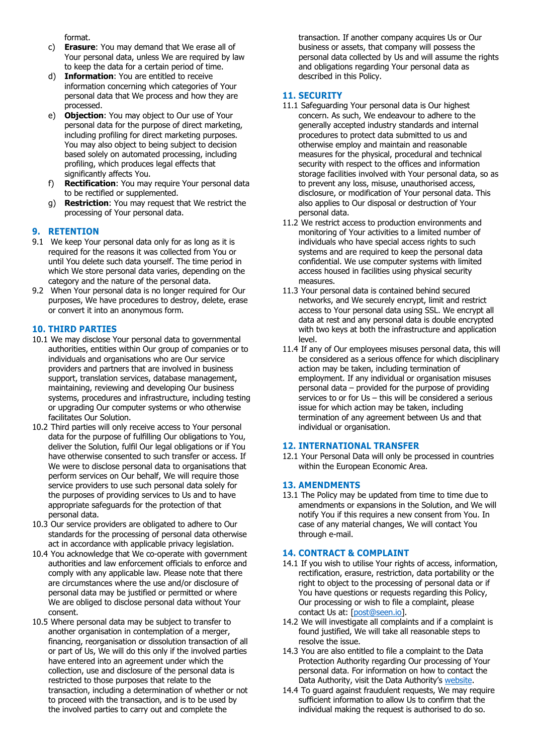format.

c) **Erasure**: You may demand that We erase all of Your personal data, unless We are required by law to keep the data for a certain period of time.

d) **Information**: You are entitled to receive information concerning which categories of Your personal data that We process and how they are processed.

e) **Objection**: You may object to Our use of Your personal data for the purpose of direct marketing, including profiling for direct marketing purposes. You may also object to being subject to decision based solely on automated processing, including profiling, which produces legal effects that significantly affects You.

f) **Rectification**: You may require Your personal data to be rectified or supplemented.

g) **Restriction**: You may request that We restrict the processing of Your personal data.

## 9. RETENTION

9.1 We keep Your personal data only for as long as it is required for the reasons it was collected from You or until You delete such data yourself. The time period in which We store personal data varies, depending on the category and the nature of the personal data.

9.2 When Your personal data is no longer required for Our purposes, We have procedures to destroy, delete, erase or convert it into an anonymous form.

## 10. THIRD PARTIES

10.1 We may disclose Your personal data to governmental authorities, entities within Our group of companies or to individuals and organisations who are Our service providers and partners that are involved in business support, translation services, database management, maintaining, reviewing and developing Our business systems, procedures and infrastructure, including testing or upgrading Our computer systems or who otherwise facilitates Our Solution.

10.2 Third parties will only receive access to Your personal data for the purpose of fulfilling Our obligations to You, deliver the Solution, fulfil Our legal obligations or if You have otherwise consented to such transfer or access. If We were to disclose personal data to organisations that perform services on Our behalf, We will require those service providers to use such personal data solely for the purposes of providing services to Us and to have appropriate safeguards for the protection of that personal data.

10.3 Our service providers are obligated to adhere to Our standards for the processing of personal data otherwise act in accordance with applicable privacy legislation.

10.4 You acknowledge that We co-operate with government authorities and law enforcement officials to enforce and comply with any applicable law. Please note that there are circumstances where the use and/or disclosure of personal data may be justified or permitted or where We are obliged to disclose personal data without Your consent.

10.5 Where personal data may be subject to transfer to another organisation in contemplation of a merger, financing, reorganisation or dissolution transaction of all or part of Us, We will do this only if the involved parties have entered into an agreement under which the collection, use and disclosure of the personal data is restricted to those purposes that relate to the transaction, including a determination of whether or not to proceed with the transaction, and is to be used by the involved parties to carry out and complete the transaction. If another company acquires Us or Our business or assets, that company will possess the personal data collected by Us and will assume the rights and obligations regarding Your personal data as described in this Policy.

## 11. SECURITY

11.1 Safeguarding Your personal data is Our highest concern. As such, We endeavour to adhere to the generally accepted industry standards and internal procedures to protect data submitted to us and otherwise employ and maintain and reasonable measures for the physical, procedural and technical security with respect to the offices and information storage facilities involved with Your personal data, so as to prevent any loss, misuse, unauthorised access, disclosure, or modification of Your personal data. This also applies to Our disposal or destruction of Your personal data.

11.2 We restrict access to production environments and monitoring of Your activities to a limited number of individuals who have special access rights to such systems and are required to keep the personal data confidential. We use computer systems with limited access housed in facilities using physical security measures.

11.3 Your personal data is contained behind secured networks, and We securely encrypt, limit and restrict access to Your personal data using SSL. We encrypt all data at rest and any personal data is double encrypted with two keys at both the infrastructure and application level.

11.4 If any of Our employees misuses personal data, this will be considered as a serious offence for which disciplinary action may be taken, including termination of employment. If any individual or organisation misuses personal data – provided for the purpose of providing services to or for Us – this will be considered a serious issue for which action may be taken, including termination of any agreement between Us and that individual or organisation.

## 12. INTERNATIONAL TRANSFER

12.1 Your Personal Data will only be processed in countries within the European Economic Area.

## 13. AMENDMENTS

13.1 The Policy may be updated from time to time due to amendments or expansions in the Solution, and We will notify You if this requires a new consent from You. In case of any material changes, We will contact You through e-mail.

## 14. CONTRACT & COMPLAINT

14.1 If you wish to utilise Your rights of access, information, rectification, erasure, restriction, data portability or the right to object to the processing of personal data or if You have questions or requests regarding this Policy, Our processing or wish to file a complaint, please contact Us at: [post@seen.io].

14.2 We will investigate all complaints and if a complaint is found justified, We will take all reasonable steps to resolve the issue.

14.3 You are also entitled to file a complaint to the Data Protection Authority regarding Our processing of Your personal data. For information on how to contact the Data Authority, visit the Data Authority's website.

14.4 To guard against fraudulent requests, We may require sufficient information to allow Us to confirm that the individual making the request is authorised to do so.